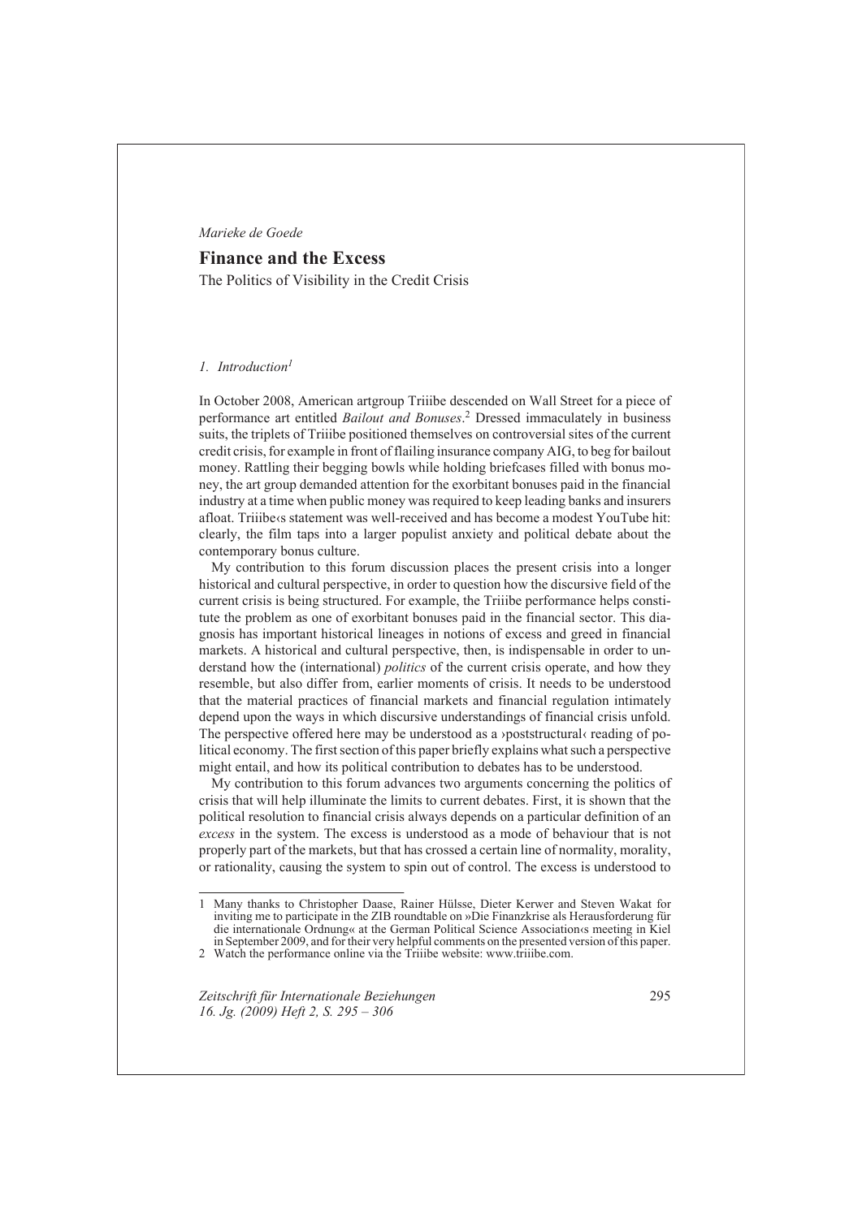*Marieke de Goede*

# Finance and the Excess

The Politics of Visibility in the Credit Crisis

## *1. Introduction*[1]

In October 2008, American artgroup Triiibe descended on Wall Street for a piece of performance art entitled *Bailout and Bonuses*.[2] Dressed immaculately in business suits, the triplets of Triiibe positioned themselves on controversial sites of the current credit crisis, for example in front of flailing insurance company AIG, to beg for bailout money. Rattling their begging bowls while holding briefcases filled with bonus money, the art group demanded attention for the exorbitant bonuses paid in the financial industry at a time when public money was required to keep leading banks and insurers afloat. Triiibe‹s statement was well-received and has become a modest YouTube hit: clearly, the film taps into a larger populist anxiety and political debate about the contemporary bonus culture.

My contribution to this forum discussion places the present crisis into a longer historical and cultural perspective, in order to question how the discursive field of the current crisis is being structured. For example, the Triiibe performance helps constitute the problem as one of exorbitant bonuses paid in the financial sector. This diagnosis has important historical lineages in notions of excess and greed in financial markets. A historical and cultural perspective, then, is indispensable in order to understand how the (international) *politics* of the current crisis operate, and how they resemble, but also differ from, earlier moments of crisis. It needs to be understood that the material practices of financial markets and financial regulation intimately depend upon the ways in which discursive understandings of financial crisis unfold. The perspective offered here may be understood as a ›poststructural‹ reading of political economy. The first section of this paper briefly explains what such a perspective might entail, and how its political contribution to debates has to be understood.

My contribution to this forum advances two arguments concerning the politics of crisis that will help illuminate the limits to current debates. First, it is shown that the political resolution to financial crisis always depends on a particular definition of an *excess* in the system. The excess is understood as a mode of behaviour that is not properly part of the markets, but that has crossed a certain line of normality, morality, or rationality, causing the system to spin out of control. The excess is understood to

---

1 Many thanks to Christopher Daase, Rainer Hülsse, Dieter Kerwer and Steven Wakat for inviting me to participate in the ZIB roundtable on »Die Finanzkrise als Herausforderung für die internationale Ordnung« at the German Political Science Association‹s meeting in Kiel in September 2009, and for their very helpful comments on the presented version of this paper.

2 Watch the performance online via the Triiibe website: www.triiibe.com.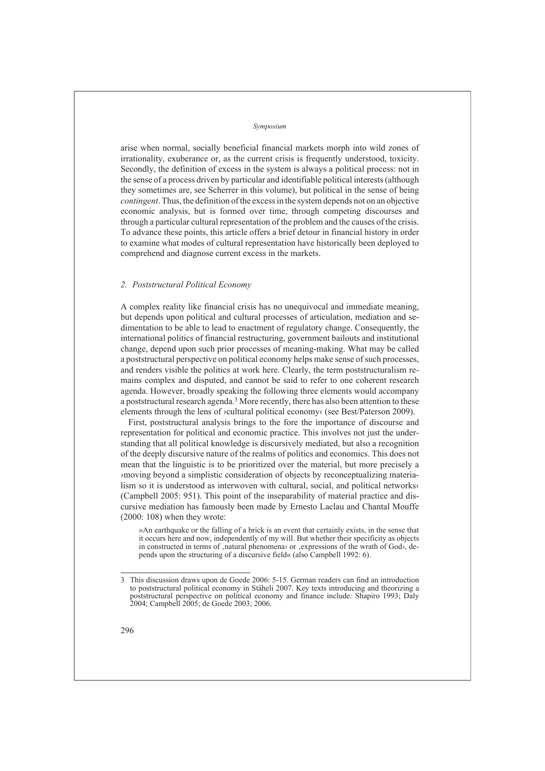arise when normal, socially beneficial financial markets morph into wild zones of irrationality, exuberance or, as the current crisis is frequently understood, toxicity. Secondly, the definition of excess in the system is always a political process: not in the sense of a process driven by particular and identifiable political interests (although they sometimes are, see Scherrer in this volume), but political in the sense of being *contingent*. Thus, the definition of the excess in the system depends not on an objective economic analysis, but is formed over time, through competing discourses and through a particular cultural representation of the problem and the causes of the crisis. To advance these points, this article offers a brief detour in financial history in order to examine what modes of cultural representation have historically been deployed to comprehend and diagnose current excess in the markets.

## *2. Poststructural Political Economy*

A complex reality like financial crisis has no unequivocal and immediate meaning, but depends upon political and cultural processes of articulation, mediation and sedimentation to be able to lead to enactment of regulatory change. Consequently, the international politics of financial restructuring, government bailouts and institutional change, depend upon such prior processes of meaning-making. What may be called a poststructural perspective on political economy helps make sense of such processes, and renders visible the politics at work here. Clearly, the term poststructuralism remains complex and disputed, and cannot be said to refer to one coherent research agenda. However, broadly speaking the following three elements would accompany a poststructural research agenda.[3] More recently, there has also been attention to these elements through the lens of ›cultural political economy‹ (see Best/Paterson 2009).

First, poststructural analysis brings to the fore the importance of discourse and representation for political and economic practice. This involves not just the understanding that all political knowledge is discursively mediated, but also a recognition of the deeply discursive nature of the realms of politics and economics. This does not mean that the linguistic is to be prioritized over the material, but more precisely a ›moving beyond a simplistic consideration of objects by reconceptualizing materialism so it is understood as interwoven with cultural, social, and political networks‹ (Campbell 2005: 951). This point of the inseparability of material practice and discursive mediation has famously been made by Ernesto Laclau and Chantal Mouffe (2000: 108) when they wrote:

> »An earthquake or the falling of a brick is an event that certainly exists, in the sense that it occurs here and now, independently of my will. But whether their specificity as objects in constructed in terms of ‚natural phenomena› or ‚expressions of the wrath of God›, depends upon the structuring of a discursive field« (also Campbell 1992: 6).

---

3 This discussion draws upon de Goede 2006: 5-15. German readers can find an introduction to poststructural political economy in Stäheli 2007. Key texts introducing and theorizing a poststructural perspective on political economy and finance include: Shapiro 1993; Daly 2004; Campbell 2005; de Goede 2003; 2006.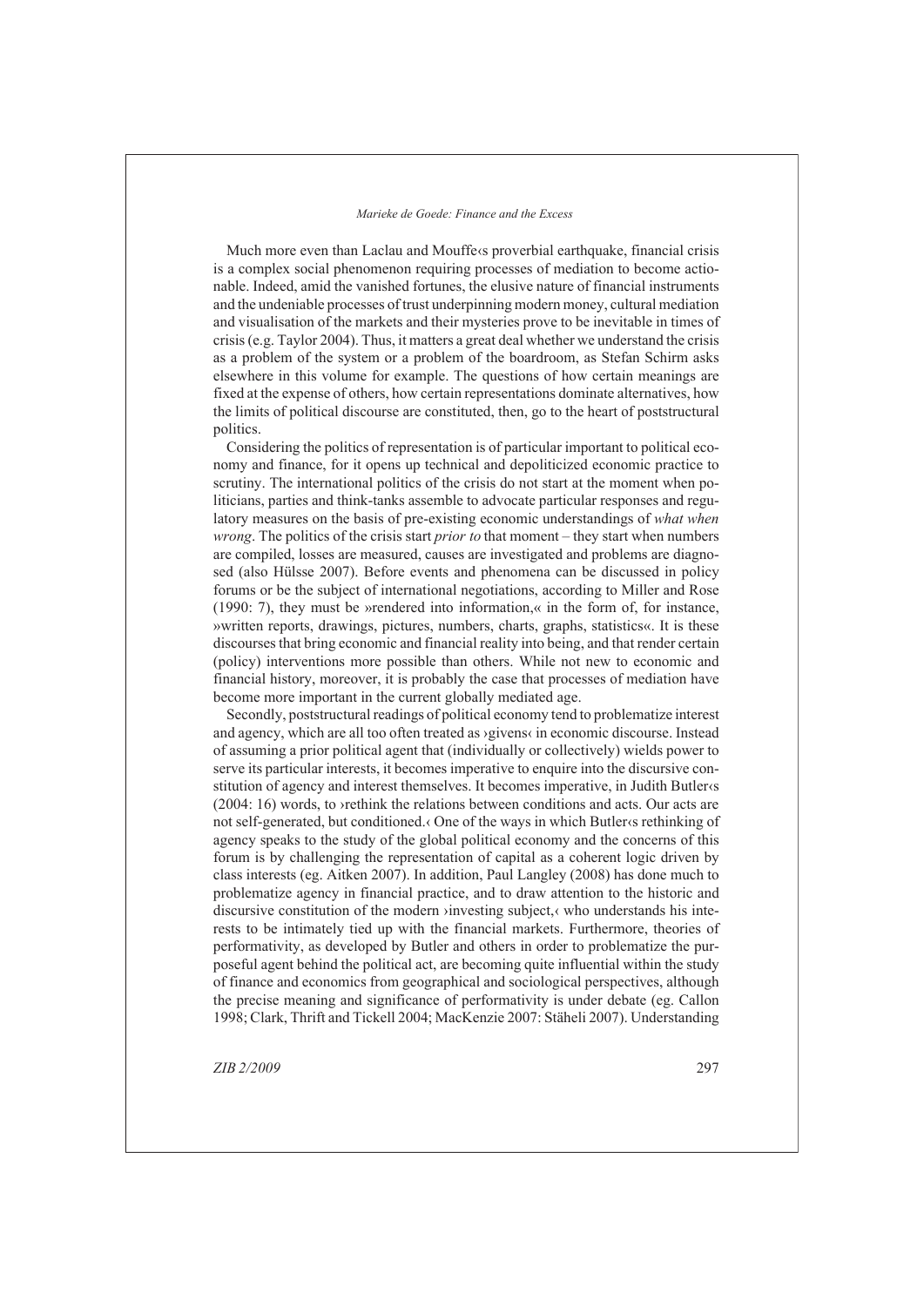Much more even than Laclau and Mouffe‹s proverbial earthquake, financial crisis is a complex social phenomenon requiring processes of mediation to become actionable. Indeed, amid the vanished fortunes, the elusive nature of financial instruments and the undeniable processes of trust underpinning modern money, cultural mediation and visualisation of the markets and their mysteries prove to be inevitable in times of crisis (e.g. Taylor 2004). Thus, it matters a great deal whether we understand the crisis as a problem of the system or a problem of the boardroom, as Stefan Schirm asks elsewhere in this volume for example. The questions of how certain meanings are fixed at the expense of others, how certain representations dominate alternatives, how the limits of political discourse are constituted, then, go to the heart of poststructural politics.

Considering the politics of representation is of particular important to political economy and finance, for it opens up technical and depoliticized economic practice to scrutiny. The international politics of the crisis do not start at the moment when politicians, parties and think-tanks assemble to advocate particular responses and regulatory measures on the basis of pre-existing economic understandings of *what when wrong*. The politics of the crisis start *prior to* that moment – they start when numbers are compiled, losses are measured, causes are investigated and problems are diagnosed (also Hülsse 2007). Before events and phenomena can be discussed in policy forums or be the subject of international negotiations, according to Miller and Rose (1990: 7), they must be »rendered into information,« in the form of, for instance, »written reports, drawings, pictures, numbers, charts, graphs, statistics«. It is these discourses that bring economic and financial reality into being, and that render certain (policy) interventions more possible than others. While not new to economic and financial history, moreover, it is probably the case that processes of mediation have become more important in the current globally mediated age.

Secondly, poststructural readings of political economy tend to problematize interest and agency, which are all too often treated as ›givens‹ in economic discourse. Instead of assuming a prior political agent that (individually or collectively) wields power to serve its particular interests, it becomes imperative to enquire into the discursive constitution of agency and interest themselves. It becomes imperative, in Judith Butler‹s (2004: 16) words, to ›rethink the relations between conditions and acts. Our acts are not self-generated, but conditioned.‹ One of the ways in which Butler‹s rethinking of agency speaks to the study of the global political economy and the concerns of this forum is by challenging the representation of capital as a coherent logic driven by class interests (eg. Aitken 2007). In addition, Paul Langley (2008) has done much to problematize agency in financial practice, and to draw attention to the historic and discursive constitution of the modern ›investing subject,‹ who understands his interests to be intimately tied up with the financial markets. Furthermore, theories of performativity, as developed by Butler and others in order to problematize the purposeful agent behind the political act, are becoming quite influential within the study of finance and economics from geographical and sociological perspectives, although the precise meaning and significance of performativity is under debate (eg. Callon 1998; Clark, Thrift and Tickell 2004; MacKenzie 2007: Stäheli 2007). Understanding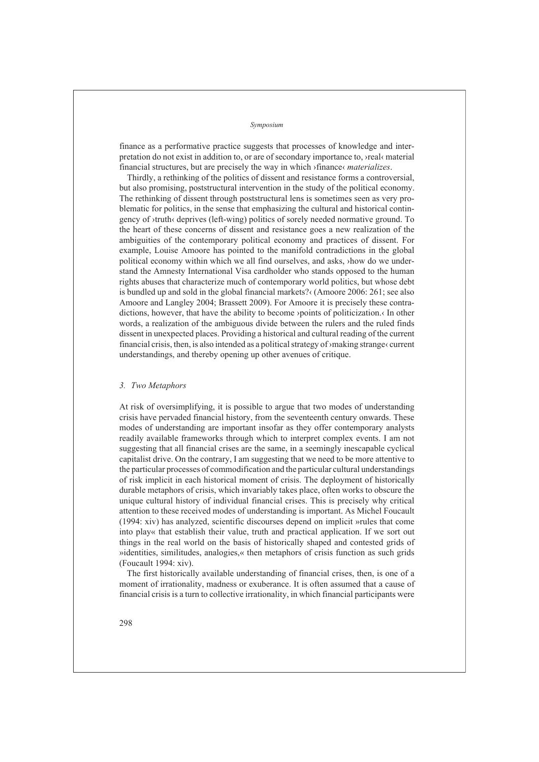finance as a performative practice suggests that processes of knowledge and interpretation do not exist in addition to, or are of secondary importance to, ›real‹ material financial structures, but are precisely the way in which ›finance‹ *materializes*.

Thirdly, a rethinking of the politics of dissent and resistance forms a controversial, but also promising, poststructural intervention in the study of the political economy. The rethinking of dissent through poststructural lens is sometimes seen as very problematic for politics, in the sense that emphasizing the cultural and historical contingency of ›truth‹ deprives (left-wing) politics of sorely needed normative ground. To the heart of these concerns of dissent and resistance goes a new realization of the ambiguities of the contemporary political economy and practices of dissent. For example, Louise Amoore has pointed to the manifold contradictions in the global political economy within which we all find ourselves, and asks, ›how do we understand the Amnesty International Visa cardholder who stands opposed to the human rights abuses that characterize much of contemporary world politics, but whose debt is bundled up and sold in the global financial markets?‹ (Amoore 2006: 261; see also Amoore and Langley 2004; Brassett 2009). For Amoore it is precisely these contradictions, however, that have the ability to become ›points of politicization.‹ In other words, a realization of the ambiguous divide between the rulers and the ruled finds dissent in unexpected places. Providing a historical and cultural reading of the current financial crisis, then, is also intended as a political strategy of ›making strange‹ current understandings, and thereby opening up other avenues of critique.

### *3. Two Metaphors*

At risk of oversimplifying, it is possible to argue that two modes of understanding crisis have pervaded financial history, from the seventeenth century onwards. These modes of understanding are important insofar as they offer contemporary analysts readily available frameworks through which to interpret complex events. I am not suggesting that all financial crises are the same, in a seemingly inescapable cyclical capitalist drive. On the contrary, I am suggesting that we need to be more attentive to the particular processes of commodification and the particular cultural understandings of risk implicit in each historical moment of crisis. The deployment of historically durable metaphors of crisis, which invariably takes place, often works to obscure the unique cultural history of individual financial crises. This is precisely why critical attention to these received modes of understanding is important. As Michel Foucault (1994: xiv) has analyzed, scientific discourses depend on implicit »rules that come into play« that establish their value, truth and practical application. If we sort out things in the real world on the basis of historically shaped and contested grids of »identities, similitudes, analogies,« then metaphors of crisis function as such grids (Foucault 1994: xiv).

The first historically available understanding of financial crises, then, is one of a moment of irrationality, madness or exuberance. It is often assumed that a cause of financial crisis is a turn to collective irrationality, in which financial participants were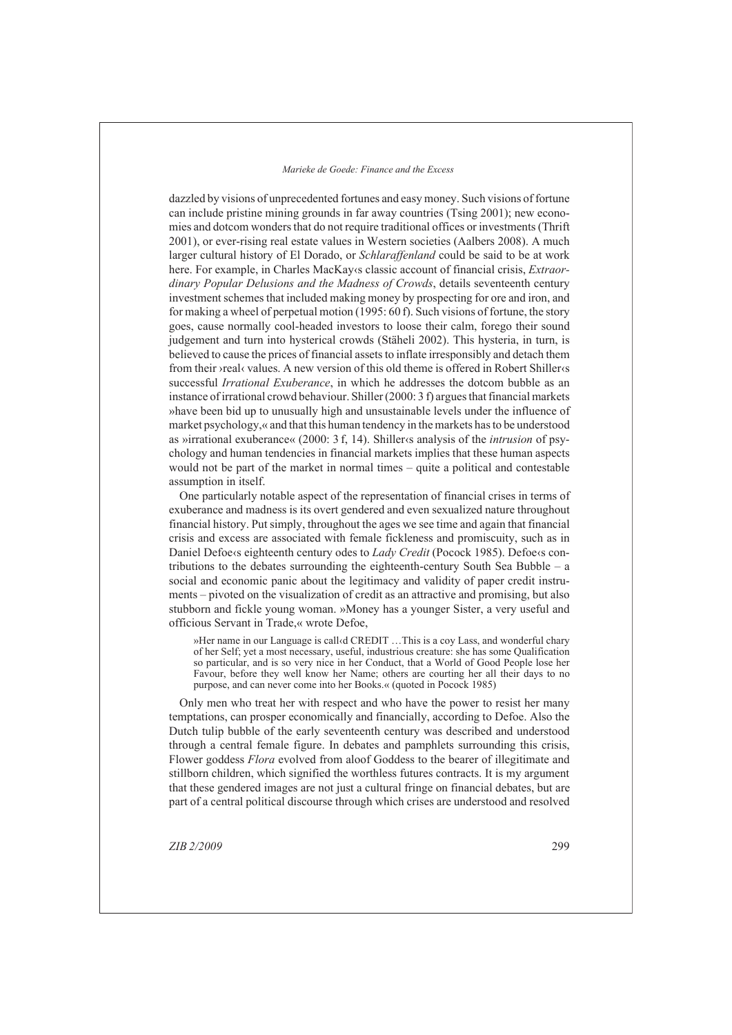dazzled by visions of unprecedented fortunes and easy money. Such visions of fortune can include pristine mining grounds in far away countries (Tsing 2001); new economies and dotcom wonders that do not require traditional offices or investments (Thrift 2001), or ever-rising real estate values in Western societies (Aalbers 2008). A much larger cultural history of El Dorado, or *Schlaraffenland* could be said to be at work here. For example, in Charles MacKay‹s classic account of financial crisis, *Extraordinary Popular Delusions and the Madness of Crowds*, details seventeenth century investment schemes that included making money by prospecting for ore and iron, and for making a wheel of perpetual motion (1995: 60 f). Such visions of fortune, the story goes, cause normally cool-headed investors to loose their calm, forego their sound judgement and turn into hysterical crowds (Stäheli 2002). This hysteria, in turn, is believed to cause the prices of financial assets to inflate irresponsibly and detach them from their ›real‹ values. A new version of this old theme is offered in Robert Shiller‹s successful *Irrational Exuberance*, in which he addresses the dotcom bubble as an instance of irrational crowd behaviour. Shiller (2000: 3 f) argues that financial markets »have been bid up to unusually high and unsustainable levels under the influence of market psychology,« and that this human tendency in the markets has to be understood as »irrational exuberance« (2000: 3 f, 14). Shiller‹s analysis of the *intrusion* of psychology and human tendencies in financial markets implies that these human aspects would not be part of the market in normal times – quite a political and contestable assumption in itself.

One particularly notable aspect of the representation of financial crises in terms of exuberance and madness is its overt gendered and even sexualized nature throughout financial history. Put simply, throughout the ages we see time and again that financial crisis and excess are associated with female fickleness and promiscuity, such as in Daniel Defoe‹s eighteenth century odes to *Lady Credit* (Pocock 1985). Defoe‹s contributions to the debates surrounding the eighteenth-century South Sea Bubble – a social and economic panic about the legitimacy and validity of paper credit instruments – pivoted on the visualization of credit as an attractive and promising, but also stubborn and fickle young woman. »Money has a younger Sister, a very useful and officious Servant in Trade,« wrote Defoe,

> »Her name in our Language is call‹d CREDIT …This is a coy Lass, and wonderful chary of her Self; yet a most necessary, useful, industrious creature: she has some Qualification so particular, and is so very nice in her Conduct, that a World of Good People lose her Favour, before they well know her Name; others are courting her all their days to no purpose, and can never come into her Books.« (quoted in Pocock 1985)

Only men who treat her with respect and who have the power to resist her many temptations, can prosper economically and financially, according to Defoe. Also the Dutch tulip bubble of the early seventeenth century was described and understood through a central female figure. In debates and pamphlets surrounding this crisis, Flower goddess *Flora* evolved from aloof Goddess to the bearer of illegitimate and stillborn children, which signified the worthless futures contracts. It is my argument that these gendered images are not just a cultural fringe on financial debates, but are part of a central political discourse through which crises are understood and resolved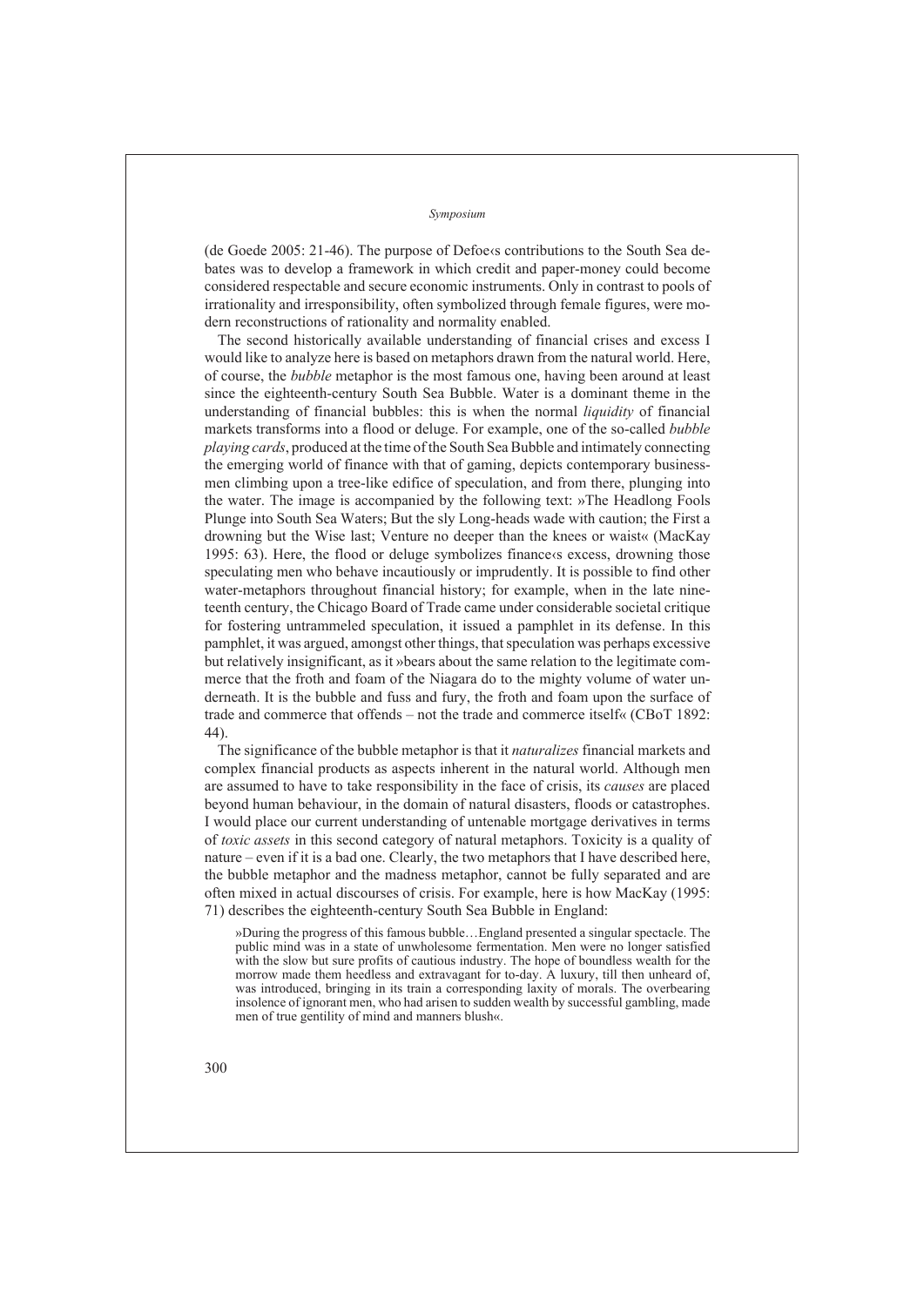(de Goede 2005: 21-46). The purpose of Defoe‹s contributions to the South Sea debates was to develop a framework in which credit and paper-money could become considered respectable and secure economic instruments. Only in contrast to pools of irrationality and irresponsibility, often symbolized through female figures, were modern reconstructions of rationality and normality enabled.

The second historically available understanding of financial crises and excess I would like to analyze here is based on metaphors drawn from the natural world. Here, of course, the *bubble* metaphor is the most famous one, having been around at least since the eighteenth-century South Sea Bubble. Water is a dominant theme in the understanding of financial bubbles: this is when the normal *liquidity* of financial markets transforms into a flood or deluge. For example, one of the so-called *bubble playing cards*, produced at the time of the South Sea Bubble and intimately connecting the emerging world of finance with that of gaming, depicts contemporary businessmen climbing upon a tree-like edifice of speculation, and from there, plunging into the water. The image is accompanied by the following text: »The Headlong Fools Plunge into South Sea Waters; But the sly Long-heads wade with caution; the First a drowning but the Wise last; Venture no deeper than the knees or waist« (MacKay 1995: 63). Here, the flood or deluge symbolizes finance‹s excess, drowning those speculating men who behave incautiously or imprudently. It is possible to find other water-metaphors throughout financial history; for example, when in the late nineteenth century, the Chicago Board of Trade came under considerable societal critique for fostering untrammeled speculation, it issued a pamphlet in its defense. In this pamphlet, it was argued, amongst other things, that speculation was perhaps excessive but relatively insignificant, as it »bears about the same relation to the legitimate commerce that the froth and foam of the Niagara do to the mighty volume of water underneath. It is the bubble and fuss and fury, the froth and foam upon the surface of trade and commerce that offends – not the trade and commerce itself« (CBoT 1892: 44).

The significance of the bubble metaphor is that it *naturalizes* financial markets and complex financial products as aspects inherent in the natural world. Although men are assumed to have to take responsibility in the face of crisis, its *causes* are placed beyond human behaviour, in the domain of natural disasters, floods or catastrophes. I would place our current understanding of untenable mortgage derivatives in terms of *toxic assets* in this second category of natural metaphors. Toxicity is a quality of nature – even if it is a bad one. Clearly, the two metaphors that I have described here, the bubble metaphor and the madness metaphor, cannot be fully separated and are often mixed in actual discourses of crisis. For example, here is how MacKay (1995: 71) describes the eighteenth-century South Sea Bubble in England:

> »During the progress of this famous bubble…England presented a singular spectacle. The public mind was in a state of unwholesome fermentation. Men were no longer satisfied with the slow but sure profits of cautious industry. The hope of boundless wealth for the morrow made them heedless and extravagant for to-day. A luxury, till then unheard of, was introduced, bringing in its train a corresponding laxity of morals. The overbearing insolence of ignorant men, who had arisen to sudden wealth by successful gambling, made men of true gentility of mind and manners blush«.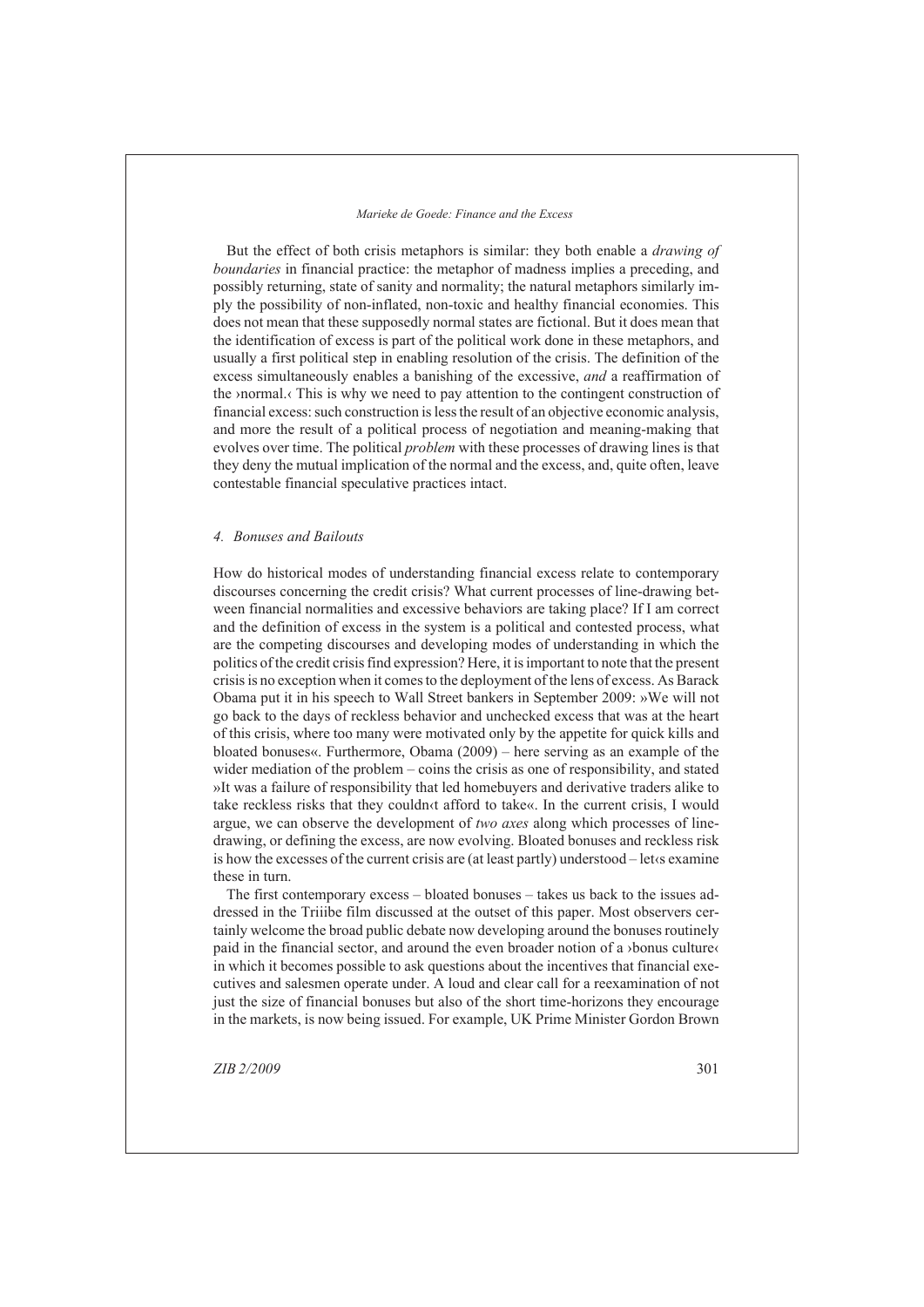But the effect of both crisis metaphors is similar: they both enable a *drawing of boundaries* in financial practice: the metaphor of madness implies a preceding, and possibly returning, state of sanity and normality; the natural metaphors similarly imply the possibility of non-inflated, non-toxic and healthy financial economies. This does not mean that these supposedly normal states are fictional. But it does mean that the identification of excess is part of the political work done in these metaphors, and usually a first political step in enabling resolution of the crisis. The definition of the excess simultaneously enables a banishing of the excessive, *and* a reaffirmation of the ›normal.‹ This is why we need to pay attention to the contingent construction of financial excess: such construction is less the result of an objective economic analysis, and more the result of a political process of negotiation and meaning-making that evolves over time. The political *problem* with these processes of drawing lines is that they deny the mutual implication of the normal and the excess, and, quite often, leave contestable financial speculative practices intact.

## *4. Bonuses and Bailouts*

How do historical modes of understanding financial excess relate to contemporary discourses concerning the credit crisis? What current processes of line-drawing between financial normalities and excessive behaviors are taking place? If I am correct and the definition of excess in the system is a political and contested process, what are the competing discourses and developing modes of understanding in which the politics of the credit crisis find expression? Here, it is important to note that the present crisis is no exception when it comes to the deployment of the lens of excess. As Barack Obama put it in his speech to Wall Street bankers in September 2009: »We will not go back to the days of reckless behavior and unchecked excess that was at the heart of this crisis, where too many were motivated only by the appetite for quick kills and bloated bonuses«. Furthermore, Obama (2009) – here serving as an example of the wider mediation of the problem – coins the crisis as one of responsibility, and stated »It was a failure of responsibility that led homebuyers and derivative traders alike to take reckless risks that they couldn‹t afford to take«. In the current crisis, I would argue, we can observe the development of *two axes* along which processes of line-drawing, or defining the excess, are now evolving. Bloated bonuses and reckless risk is how the excesses of the current crisis are (at least partly) understood – let‹s examine these in turn.

The first contemporary excess – bloated bonuses – takes us back to the issues addressed in the Triiibe film discussed at the outset of this paper. Most observers certainly welcome the broad public debate now developing around the bonuses routinely paid in the financial sector, and around the even broader notion of a ›bonus culture‹ in which it becomes possible to ask questions about the incentives that financial executives and salesmen operate under. A loud and clear call for a reexamination of not just the size of financial bonuses but also of the short time-horizons they encourage in the markets, is now being issued. For example, UK Prime Minister Gordon Brown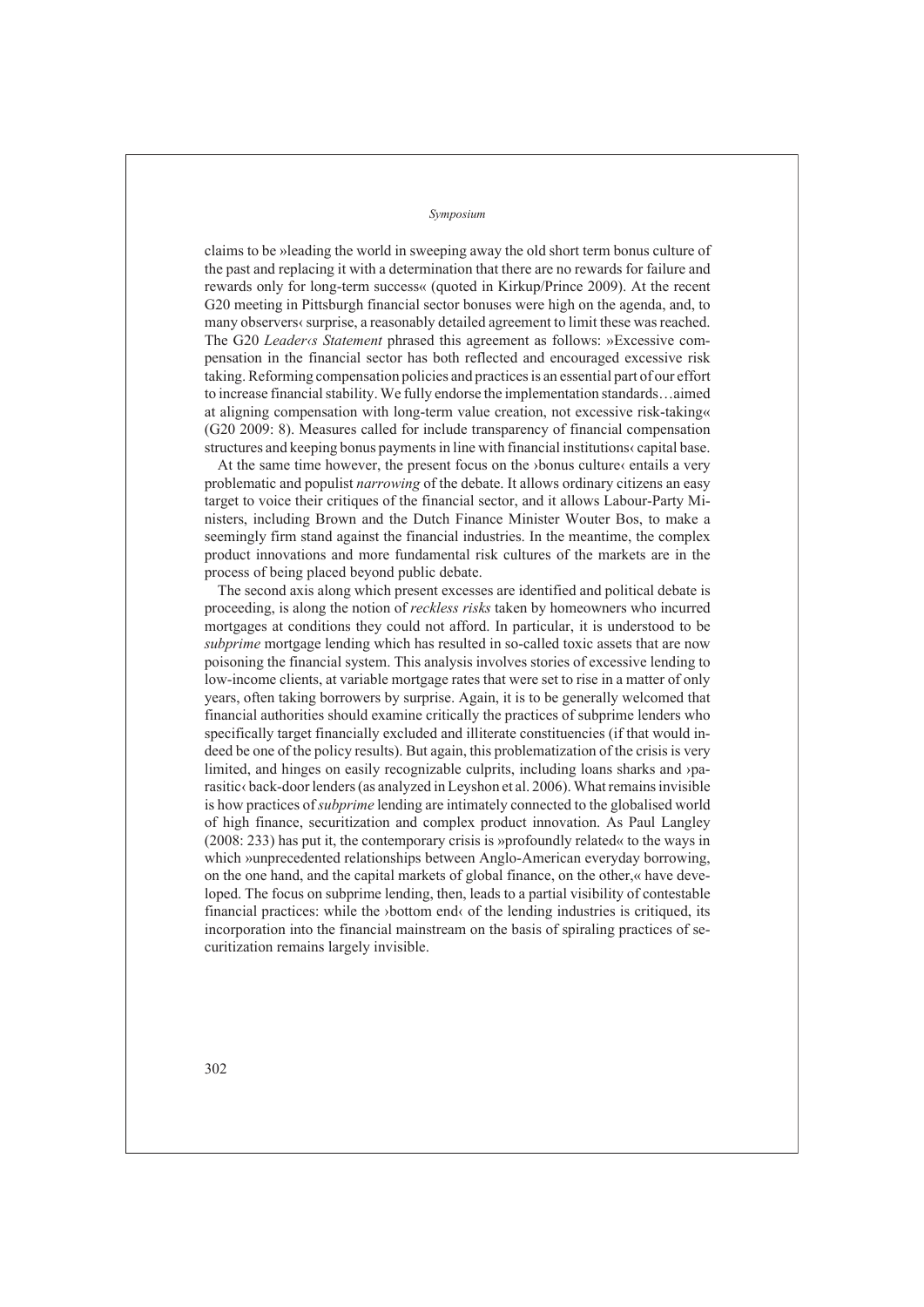claims to be »leading the world in sweeping away the old short term bonus culture of the past and replacing it with a determination that there are no rewards for failure and rewards only for long-term success« (quoted in Kirkup/Prince 2009). At the recent G20 meeting in Pittsburgh financial sector bonuses were high on the agenda, and, to many observers‹ surprise, a reasonably detailed agreement to limit these was reached. The G20 *Leader‹s Statement* phrased this agreement as follows: »Excessive compensation in the financial sector has both reflected and encouraged excessive risk taking. Reforming compensation policies and practices is an essential part of our effort to increase financial stability. We fully endorse the implementation standards…aimed at aligning compensation with long-term value creation, not excessive risk-taking« (G20 2009: 8). Measures called for include transparency of financial compensation structures and keeping bonus payments in line with financial institutions‹ capital base.

At the same time however, the present focus on the ›bonus culture‹ entails a very problematic and populist *narrowing* of the debate. It allows ordinary citizens an easy target to voice their critiques of the financial sector, and it allows Labour-Party Ministers, including Brown and the Dutch Finance Minister Wouter Bos, to make a seemingly firm stand against the financial industries. In the meantime, the complex product innovations and more fundamental risk cultures of the markets are in the process of being placed beyond public debate.

The second axis along which present excesses are identified and political debate is proceeding, is along the notion of *reckless risks* taken by homeowners who incurred mortgages at conditions they could not afford. In particular, it is understood to be *subprime* mortgage lending which has resulted in so-called toxic assets that are now poisoning the financial system. This analysis involves stories of excessive lending to low-income clients, at variable mortgage rates that were set to rise in a matter of only years, often taking borrowers by surprise. Again, it is to be generally welcomed that financial authorities should examine critically the practices of subprime lenders who specifically target financially excluded and illiterate constituencies (if that would indeed be one of the policy results). But again, this problematization of the crisis is very limited, and hinges on easily recognizable culprits, including loans sharks and ›parasitic‹ back-door lenders (as analyzed in Leyshon et al. 2006). What remains invisible is how practices of *subprime* lending are intimately connected to the globalised world of high finance, securitization and complex product innovation. As Paul Langley (2008: 233) has put it, the contemporary crisis is »profoundly related« to the ways in which »unprecedented relationships between Anglo-American everyday borrowing, on the one hand, and the capital markets of global finance, on the other,« have developed. The focus on subprime lending, then, leads to a partial visibility of contestable financial practices: while the ›bottom end‹ of the lending industries is critiqued, its incorporation into the financial mainstream on the basis of spiraling practices of securitization remains largely invisible.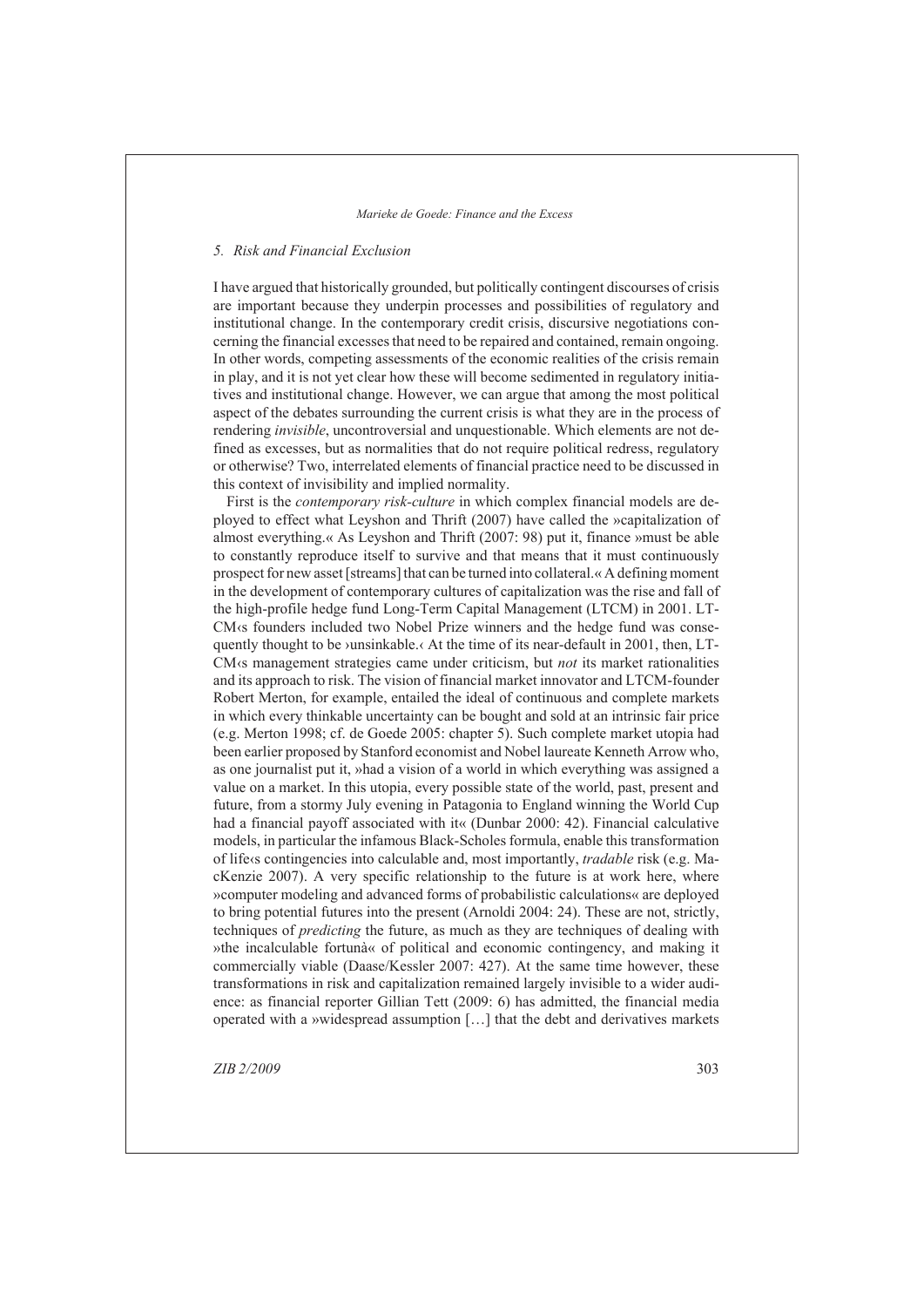### 5. Risk and Financial Exclusion

I have argued that historically grounded, but politically contingent discourses of crisis are important because they underpin processes and possibilities of regulatory and institutional change. In the contemporary credit crisis, discursive negotiations concerning the financial excesses that need to be repaired and contained, remain ongoing. In other words, competing assessments of the economic realities of the crisis remain in play, and it is not yet clear how these will become sedimented in regulatory initiatives and institutional change. However, we can argue that among the most political aspect of the debates surrounding the current crisis is what they are in the process of rendering *invisible*, uncontroversial and unquestionable. Which elements are not defined as excesses, but as normalities that do not require political redress, regulatory or otherwise? Two, interrelated elements of financial practice need to be discussed in this context of invisibility and implied normality.

First is the *contemporary risk-culture* in which complex financial models are deployed to effect what Leyshon and Thrift (2007) have called the »capitalization of almost everything.« As Leyshon and Thrift (2007: 98) put it, finance »must be able to constantly reproduce itself to survive and that means that it must continuously prospect for new asset [streams] that can be turned into collateral.« A defining moment in the development of contemporary cultures of capitalization was the rise and fall of the high-profile hedge fund Long-Term Capital Management (LTCM) in 2001. LTCM‹s founders included two Nobel Prize winners and the hedge fund was consequently thought to be ›unsinkable.‹ At the time of its near-default in 2001, then, LTCM‹s management strategies came under criticism, but *not* its market rationalities and its approach to risk. The vision of financial market innovator and LTCM-founder Robert Merton, for example, entailed the ideal of continuous and complete markets in which every thinkable uncertainty can be bought and sold at an intrinsic fair price (e.g. Merton 1998; cf. de Goede 2005: chapter 5). Such complete market utopia had been earlier proposed by Stanford economist and Nobel laureate Kenneth Arrow who, as one journalist put it, »had a vision of a world in which everything was assigned a value on a market. In this utopia, every possible state of the world, past, present and future, from a stormy July evening in Patagonia to England winning the World Cup had a financial payoff associated with it« (Dunbar 2000: 42). Financial calculative models, in particular the infamous Black-Scholes formula, enable this transformation of life‹s contingencies into calculable and, most importantly, *tradable* risk (e.g. MacKenzie 2007). A very specific relationship to the future is at work here, where »computer modeling and advanced forms of probabilistic calculations« are deployed to bring potential futures into the present (Arnoldi 2004: 24). These are not, strictly, techniques of *predicting* the future, as much as they are techniques of dealing with »the incalculable fortunà« of political and economic contingency, and making it commercially viable (Daase/Kessler 2007: 427). At the same time however, these transformations in risk and capitalization remained largely invisible to a wider audience: as financial reporter Gillian Tett (2009: 6) has admitted, the financial media operated with a »widespread assumption […] that the debt and derivatives markets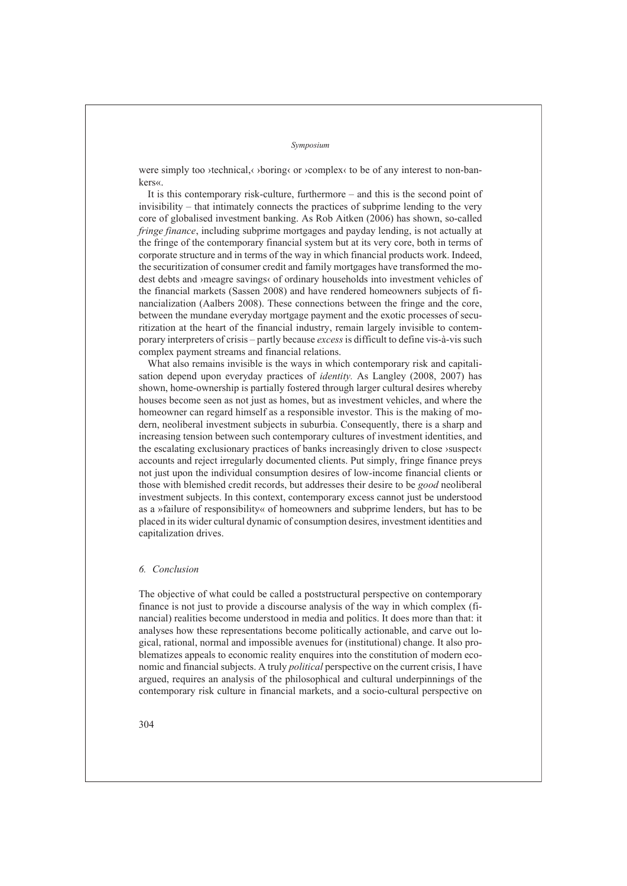were simply too ›technical,‹ ›boring‹ or ›complex‹ to be of any interest to non-bankers«.

It is this contemporary risk-culture, furthermore – and this is the second point of invisibility – that intimately connects the practices of subprime lending to the very core of globalised investment banking. As Rob Aitken (2006) has shown, so-called *fringe finance*, including subprime mortgages and payday lending, is not actually at the fringe of the contemporary financial system but at its very core, both in terms of corporate structure and in terms of the way in which financial products work. Indeed, the securitization of consumer credit and family mortgages have transformed the modest debts and ›meagre savings‹ of ordinary households into investment vehicles of the financial markets (Sassen 2008) and have rendered homeowners subjects of financialization (Aalbers 2008). These connections between the fringe and the core, between the mundane everyday mortgage payment and the exotic processes of securitization at the heart of the financial industry, remain largely invisible to contemporary interpreters of crisis – partly because *excess* is difficult to define vis-à-vis such complex payment streams and financial relations.

What also remains invisible is the ways in which contemporary risk and capitalisation depend upon everyday practices of *identity.* As Langley (2008, 2007) has shown, home-ownership is partially fostered through larger cultural desires whereby houses become seen as not just as homes, but as investment vehicles, and where the homeowner can regard himself as a responsible investor. This is the making of modern, neoliberal investment subjects in suburbia. Consequently, there is a sharp and increasing tension between such contemporary cultures of investment identities, and the escalating exclusionary practices of banks increasingly driven to close ›suspect‹ accounts and reject irregularly documented clients. Put simply, fringe finance preys not just upon the individual consumption desires of low-income financial clients or those with blemished credit records, but addresses their desire to be *good* neoliberal investment subjects. In this context, contemporary excess cannot just be understood as a »failure of responsibility« of homeowners and subprime lenders, but has to be placed in its wider cultural dynamic of consumption desires, investment identities and capitalization drives.

### 6. Conclusion

The objective of what could be called a poststructural perspective on contemporary finance is not just to provide a discourse analysis of the way in which complex (financial) realities become understood in media and politics. It does more than that: it analyses how these representations become politically actionable, and carve out logical, rational, normal and impossible avenues for (institutional) change. It also problematizes appeals to economic reality enquires into the constitution of modern economic and financial subjects. A truly *political* perspective on the current crisis, I have argued, requires an analysis of the philosophical and cultural underpinnings of the contemporary risk culture in financial markets, and a socio-cultural perspective on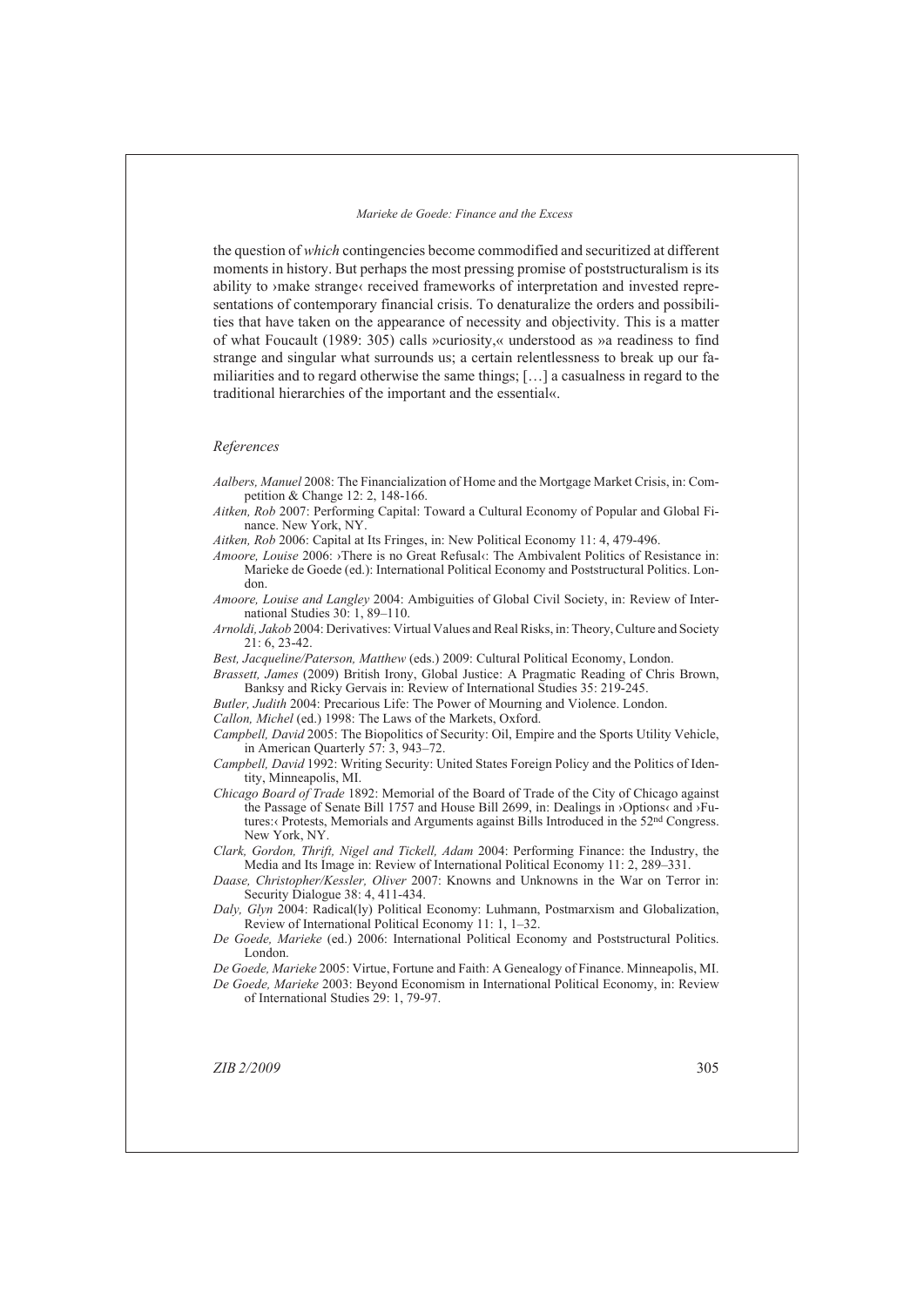the question of *which* contingencies become commodified and securitized at different moments in history. But perhaps the most pressing promise of poststructuralism is its ability to ›make strange‹ received frameworks of interpretation and invested representations of contemporary financial crisis. To denaturalize the orders and possibilities that have taken on the appearance of necessity and objectivity. This is a matter of what Foucault (1989: 305) calls »curiosity,« understood as »a readiness to find strange and singular what surrounds us; a certain relentlessness to break up our familiarities and to regard otherwise the same things; […] a casualness in regard to the traditional hierarchies of the important and the essential«.

### *References*

*Aalbers, Manuel* 2008: The Financialization of Home and the Mortgage Market Crisis, in: Competition & Change 12: 2, 148-166.

*Aitken, Rob* 2007: Performing Capital: Toward a Cultural Economy of Popular and Global Finance. New York, NY.

*Aitken, Rob* 2006: Capital at Its Fringes, in: New Political Economy 11: 4, 479-496.

*Amoore, Louise* 2006: ›There is no Great Refusal‹: The Ambivalent Politics of Resistance in: Marieke de Goede (ed.): International Political Economy and Poststructural Politics. London.

*Amoore, Louise and Langley* 2004: Ambiguities of Global Civil Society, in: Review of International Studies 30: 1, 89–110.

*Arnoldi, Jakob* 2004: Derivatives: Virtual Values and Real Risks, in: Theory, Culture and Society 21: 6, 23-42.

*Best, Jacqueline/Paterson, Matthew* (eds.) 2009: Cultural Political Economy, London.

*Brassett, James* (2009) British Irony, Global Justice: A Pragmatic Reading of Chris Brown, Banksy and Ricky Gervais in: Review of International Studies 35: 219-245.

*Butler, Judith* 2004: Precarious Life: The Power of Mourning and Violence. London.

*Callon, Michel* (ed.) 1998: The Laws of the Markets, Oxford.

*Campbell, David* 2005: The Biopolitics of Security: Oil, Empire and the Sports Utility Vehicle, in American Quarterly 57: 3, 943–72.

*Campbell, David* 1992: Writing Security: United States Foreign Policy and the Politics of Identity, Minneapolis, MI.

*Chicago Board of Trade* 1892: Memorial of the Board of Trade of the City of Chicago against the Passage of Senate Bill 1757 and House Bill 2699, in: Dealings in ›Options‹ and ›Futures:‹ Protests, Memorials and Arguments against Bills Introduced in the 52nd Congress. New York, NY.

*Clark, Gordon, Thrift, Nigel and Tickell, Adam* 2004: Performing Finance: the Industry, the Media and Its Image in: Review of International Political Economy 11: 2, 289–331.

*Daase, Christopher/Kessler, Oliver* 2007: Knowns and Unknowns in the War on Terror in: Security Dialogue 38: 4, 411-434.

*Daly, Glyn* 2004: Radical(ly) Political Economy: Luhmann, Postmarxism and Globalization, Review of International Political Economy 11: 1, 1–32.

*De Goede, Marieke* (ed.) 2006: International Political Economy and Poststructural Politics. London.

*De Goede, Marieke* 2005: Virtue, Fortune and Faith: A Genealogy of Finance. Minneapolis, MI.

*De Goede, Marieke* 2003: Beyond Economism in International Political Economy, in: Review of International Studies 29: 1, 79-97.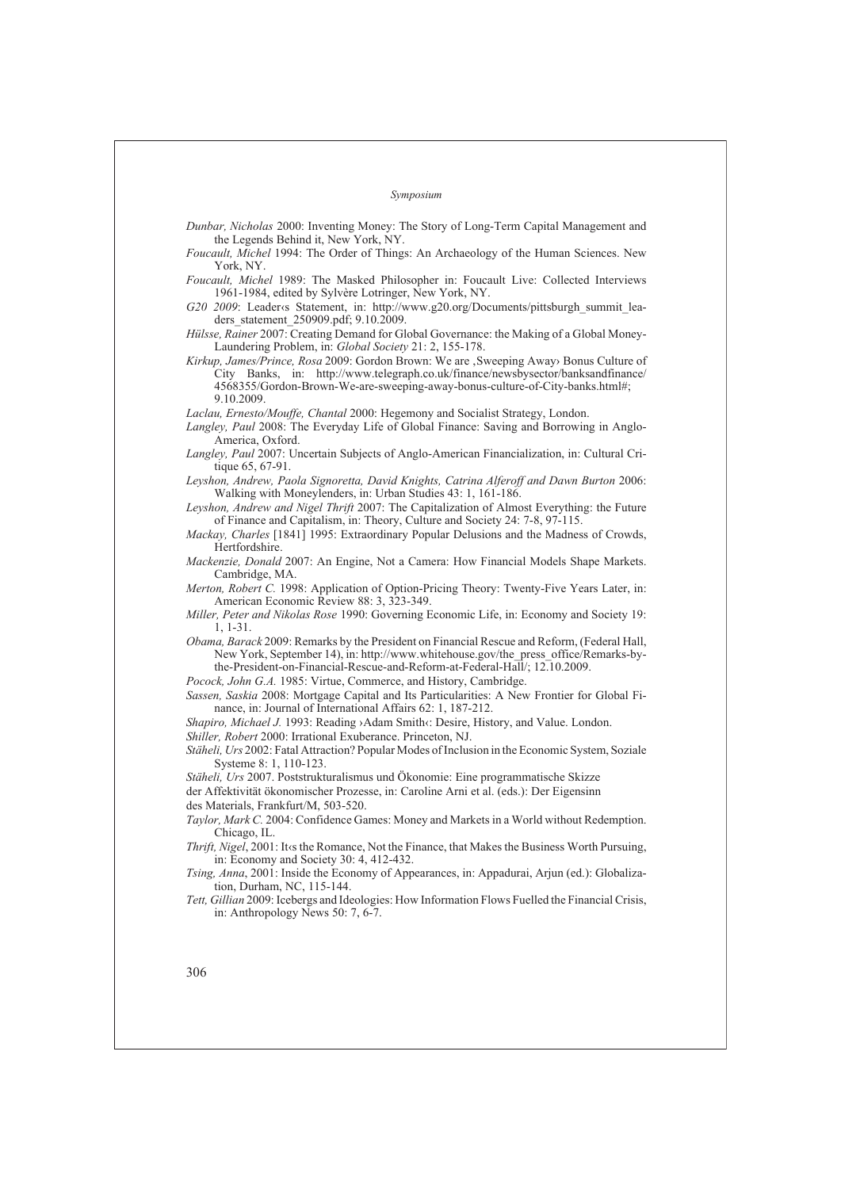*Dunbar, Nicholas* 2000: Inventing Money: The Story of Long-Term Capital Management and the Legends Behind it, New York, NY.

*Foucault, Michel* 1994: The Order of Things: An Archaeology of the Human Sciences. New York, NY.

*Foucault, Michel* 1989: The Masked Philosopher in: Foucault Live: Collected Interviews 1961-1984, edited by Sylvère Lotringer, New York, NY.

*G20 2009*: Leader‹s Statement, in: http://www.g20.org/Documents/pittsburgh_summit_leaders_statement_250909.pdf; 9.10.2009.

*Hülsse, Rainer* 2007: Creating Demand for Global Governance: the Making of a Global Money-Laundering Problem, in: *Global Society* 21: 2, 155-178.

*Kirkup, James/Prince, Rosa* 2009: Gordon Brown: We are ‚Sweeping Away› Bonus Culture of City Banks, in: http://www.telegraph.co.uk/finance/newsbysector/banksandfinance/4568355/Gordon-Brown-We-are-sweeping-away-bonus-culture-of-City-banks.html#; 9.10.2009.

*Laclau, Ernesto/Mouffe, Chantal* 2000: Hegemony and Socialist Strategy, London.

*Langley, Paul* 2008: The Everyday Life of Global Finance: Saving and Borrowing in Anglo-America, Oxford.

*Langley, Paul* 2007: Uncertain Subjects of Anglo-American Financialization, in: Cultural Critique 65, 67-91.

*Leyshon, Andrew, Paola Signoretta, David Knights, Catrina Alferoff and Dawn Burton* 2006: Walking with Moneylenders, in: Urban Studies 43: 1, 161-186.

*Leyshon, Andrew and Nigel Thrift* 2007: The Capitalization of Almost Everything: the Future of Finance and Capitalism, in: Theory, Culture and Society 24: 7-8, 97-115.

*Mackay, Charles* [1841] 1995: Extraordinary Popular Delusions and the Madness of Crowds, Hertfordshire.

*Mackenzie, Donald* 2007: An Engine, Not a Camera: How Financial Models Shape Markets. Cambridge, MA.

*Merton, Robert C.* 1998: Application of Option-Pricing Theory: Twenty-Five Years Later, in: American Economic Review 88: 3, 323-349.

*Miller, Peter and Nikolas Rose* 1990: Governing Economic Life, in: Economy and Society 19: 1, 1-31.

*Obama, Barack* 2009: Remarks by the President on Financial Rescue and Reform, (Federal Hall, New York, September 14), in: http://www.whitehouse.gov/the_press_office/Remarks-by-the-President-on-Financial-Rescue-and-Reform-at-Federal-Hall/; 12.10.2009.

*Pocock, John G.A.* 1985: Virtue, Commerce, and History, Cambridge.

*Sassen, Saskia* 2008: Mortgage Capital and Its Particularities: A New Frontier for Global Finance, in: Journal of International Affairs 62: 1, 187-212.

*Shapiro, Michael J.* 1993: Reading ›Adam Smith‹: Desire, History, and Value. London.

*Shiller, Robert* 2000: Irrational Exuberance. Princeton, NJ.

*Stäheli, Urs* 2002: Fatal Attraction? Popular Modes of Inclusion in the Economic System, Soziale Systeme 8: 1, 110-123.

*Stäheli, Urs* 2007. Poststrukturalismus und Ökonomie: Eine programmatische Skizze der Affektivität ökonomischer Prozesse, in: Caroline Arni et al. (eds.): Der Eigensinn des Materials, Frankfurt/M, 503-520.

*Taylor, Mark C.* 2004: Confidence Games: Money and Markets in a World without Redemption. Chicago, IL.

*Thrift, Nigel*, 2001: It‹s the Romance, Not the Finance, that Makes the Business Worth Pursuing, in: Economy and Society 30: 4, 412-432.

*Tsing, Anna*, 2001: Inside the Economy of Appearances, in: Appadurai, Arjun (ed.): Globalization, Durham, NC, 115-144.

*Tett, Gillian* 2009: Icebergs and Ideologies: How Information Flows Fuelled the Financial Crisis, in: Anthropology News 50: 7, 6-7.